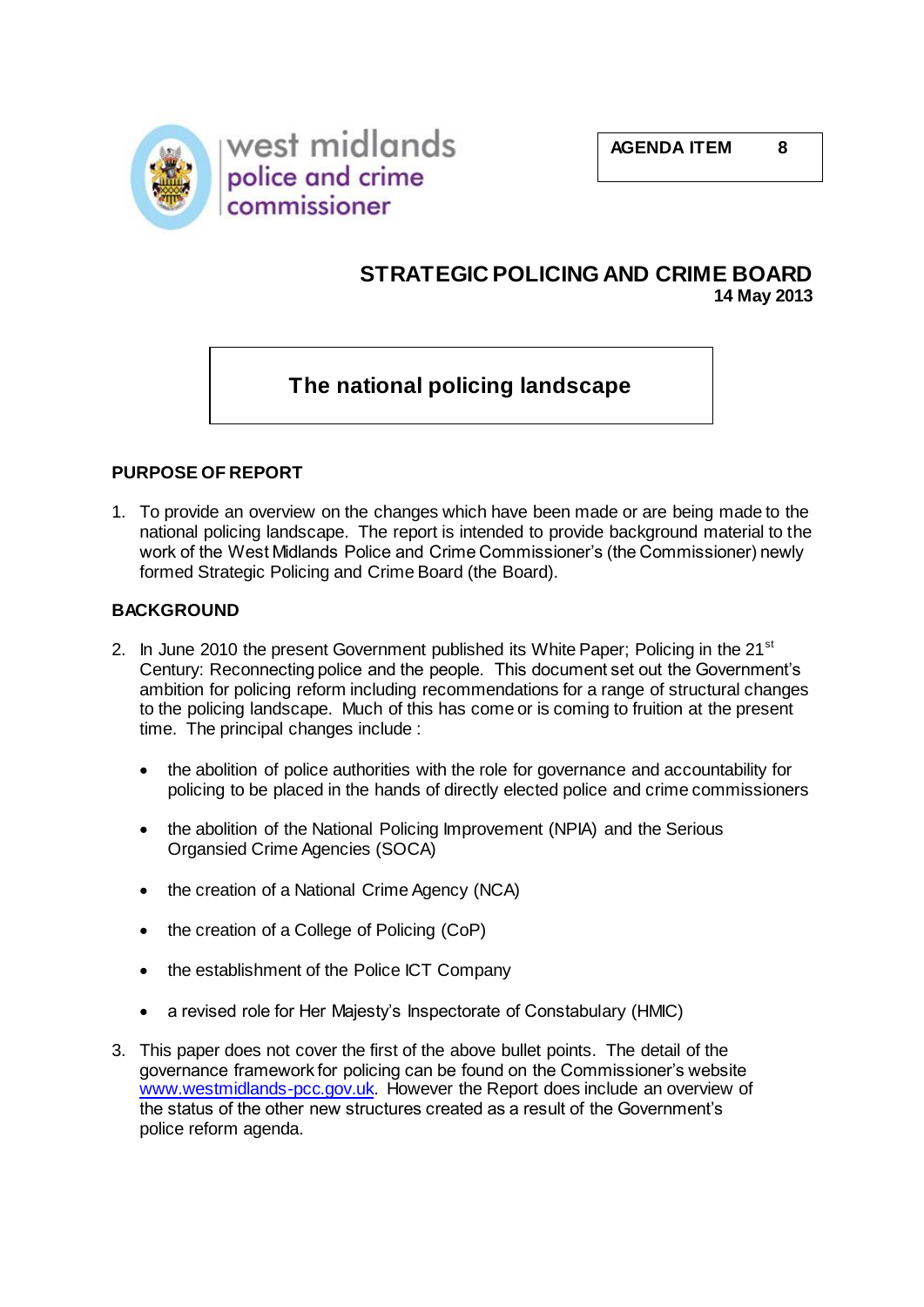west midlands police and crime commissioner

**AGENDA ITEM 8**

# STRATEGIC POLICING AND CRIME BOARD

**14 May 2013**

## The national policing landscape

### PURPOSE OF REPORT

1. To provide an overview on the changes which have been made or are being made to the national policing landscape. The report is intended to provide background material to the work of the West Midlands Police and Crime Commissioner's (the Commissioner) newly formed Strategic Policing and Crime Board (the Board).

### BACKGROUND

2. In June 2010 the present Government published its White Paper; Policing in the 21st Century: Reconnecting police and the people. This document set out the Government's ambition for policing reform including recommendations for a range of structural changes to the policing landscape. Much of this has come or is coming to fruition at the present time. The principal changes include :

   - the abolition of police authorities with the role for governance and accountability for policing to be placed in the hands of directly elected police and crime commissioners
   - the abolition of the National Policing Improvement (NPIA) and the Serious Organsied Crime Agencies (SOCA)
   - the creation of a National Crime Agency (NCA)
   - the creation of a College of Policing (CoP)
   - the establishment of the Police ICT Company
   - a revised role for Her Majesty's Inspectorate of Constabulary (HMIC)

3. This paper does not cover the first of the above bullet points. The detail of the governance framework for policing can be found on the Commissioner's website www.westmidlands-pcc.gov.uk. However the Report does include an overview of the status of the other new structures created as a result of the Government's police reform agenda.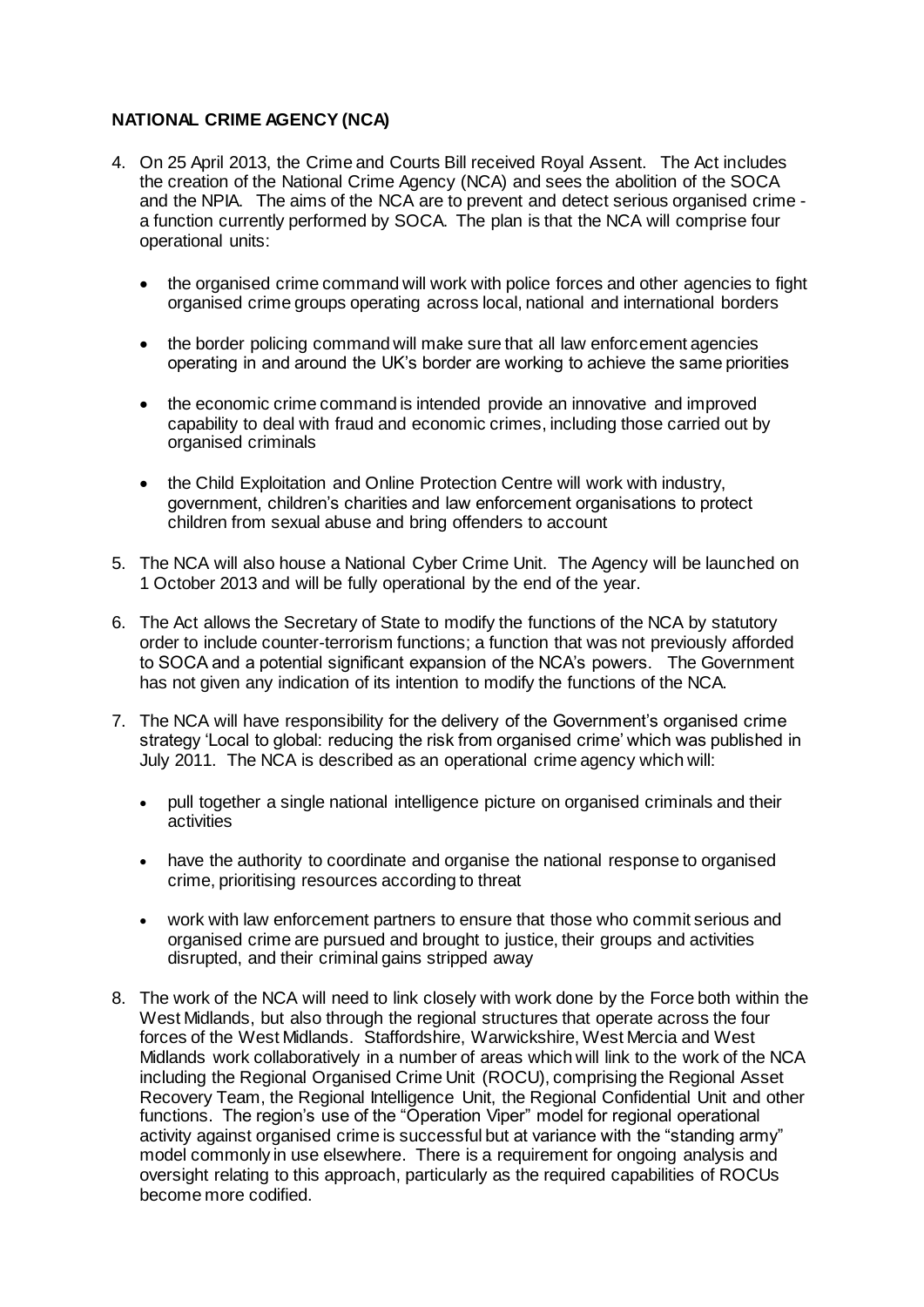**NATIONAL CRIME AGENCY (NCA)**

4. On 25 April 2013, the Crime and Courts Bill received Royal Assent. The Act includes the creation of the National Crime Agency (NCA) and sees the abolition of the SOCA and the NPIA. The aims of the NCA are to prevent and detect serious organised crime - a function currently performed by SOCA. The plan is that the NCA will comprise four operational units:

   - the organised crime command will work with police forces and other agencies to fight organised crime groups operating across local, national and international borders
   - the border policing command will make sure that all law enforcement agencies operating in and around the UK's border are working to achieve the same priorities
   - the economic crime command is intended provide an innovative and improved capability to deal with fraud and economic crimes, including those carried out by organised criminals
   - the Child Exploitation and Online Protection Centre will work with industry, government, children's charities and law enforcement organisations to protect children from sexual abuse and bring offenders to account

5. The NCA will also house a National Cyber Crime Unit. The Agency will be launched on 1 October 2013 and will be fully operational by the end of the year.

6. The Act allows the Secretary of State to modify the functions of the NCA by statutory order to include counter-terrorism functions; a function that was not previously afforded to SOCA and a potential significant expansion of the NCA's powers. The Government has not given any indication of its intention to modify the functions of the NCA.

7. The NCA will have responsibility for the delivery of the Government's organised crime strategy 'Local to global: reducing the risk from organised crime' which was published in July 2011. The NCA is described as an operational crime agency which will:

   - pull together a single national intelligence picture on organised criminals and their activities
   - have the authority to coordinate and organise the national response to organised crime, prioritising resources according to threat
   - work with law enforcement partners to ensure that those who commit serious and organised crime are pursued and brought to justice, their groups and activities disrupted, and their criminal gains stripped away

8. The work of the NCA will need to link closely with work done by the Force both within the West Midlands, but also through the regional structures that operate across the four forces of the West Midlands. Staffordshire, Warwickshire, West Mercia and West Midlands work collaboratively in a number of areas which will link to the work of the NCA including the Regional Organised Crime Unit (ROCU), comprising the Regional Asset Recovery Team, the Regional Intelligence Unit, the Regional Confidential Unit and other functions. The region's use of the "Operation Viper" model for regional operational activity against organised crime is successful but at variance with the "standing army" model commonly in use elsewhere. There is a requirement for ongoing analysis and oversight relating to this approach, particularly as the required capabilities of ROCUs become more codified.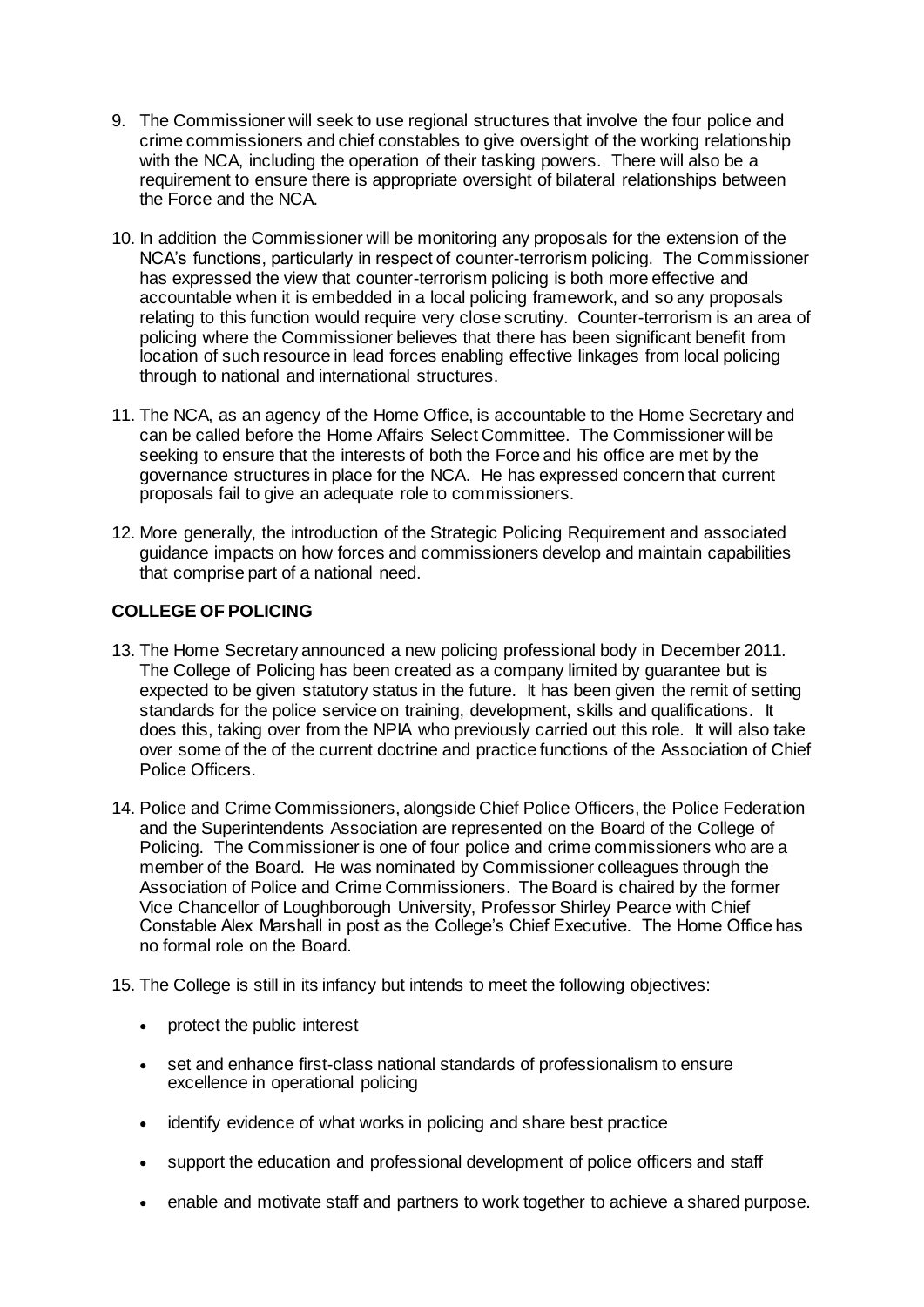9. The Commissioner will seek to use regional structures that involve the four police and crime commissioners and chief constables to give oversight of the working relationship with the NCA, including the operation of their tasking powers. There will also be a requirement to ensure there is appropriate oversight of bilateral relationships between the Force and the NCA.

10. In addition the Commissioner will be monitoring any proposals for the extension of the NCA's functions, particularly in respect of counter-terrorism policing. The Commissioner has expressed the view that counter-terrorism policing is both more effective and accountable when it is embedded in a local policing framework, and so any proposals relating to this function would require very close scrutiny. Counter-terrorism is an area of policing where the Commissioner believes that there has been significant benefit from location of such resource in lead forces enabling effective linkages from local policing through to national and international structures.

11. The NCA, as an agency of the Home Office, is accountable to the Home Secretary and can be called before the Home Affairs Select Committee. The Commissioner will be seeking to ensure that the interests of both the Force and his office are met by the governance structures in place for the NCA. He has expressed concern that current proposals fail to give an adequate role to commissioners.

12. More generally, the introduction of the Strategic Policing Requirement and associated guidance impacts on how forces and commissioners develop and maintain capabilities that comprise part of a national need.

**COLLEGE OF POLICING**

13. The Home Secretary announced a new policing professional body in December 2011. The College of Policing has been created as a company limited by guarantee but is expected to be given statutory status in the future. It has been given the remit of setting standards for the police service on training, development, skills and qualifications. It does this, taking over from the NPIA who previously carried out this role. It will also take over some of the of the current doctrine and practice functions of the Association of Chief Police Officers.

14. Police and Crime Commissioners, alongside Chief Police Officers, the Police Federation and the Superintendents Association are represented on the Board of the College of Policing. The Commissioner is one of four police and crime commissioners who are a member of the Board. He was nominated by Commissioner colleagues through the Association of Police and Crime Commissioners. The Board is chaired by the former Vice Chancellor of Loughborough University, Professor Shirley Pearce with Chief Constable Alex Marshall in post as the College's Chief Executive. The Home Office has no formal role on the Board.

15. The College is still in its infancy but intends to meet the following objectives:

    - protect the public interest
    - set and enhance first-class national standards of professionalism to ensure excellence in operational policing
    - identify evidence of what works in policing and share best practice
    - support the education and professional development of police officers and staff
    - enable and motivate staff and partners to work together to achieve a shared purpose.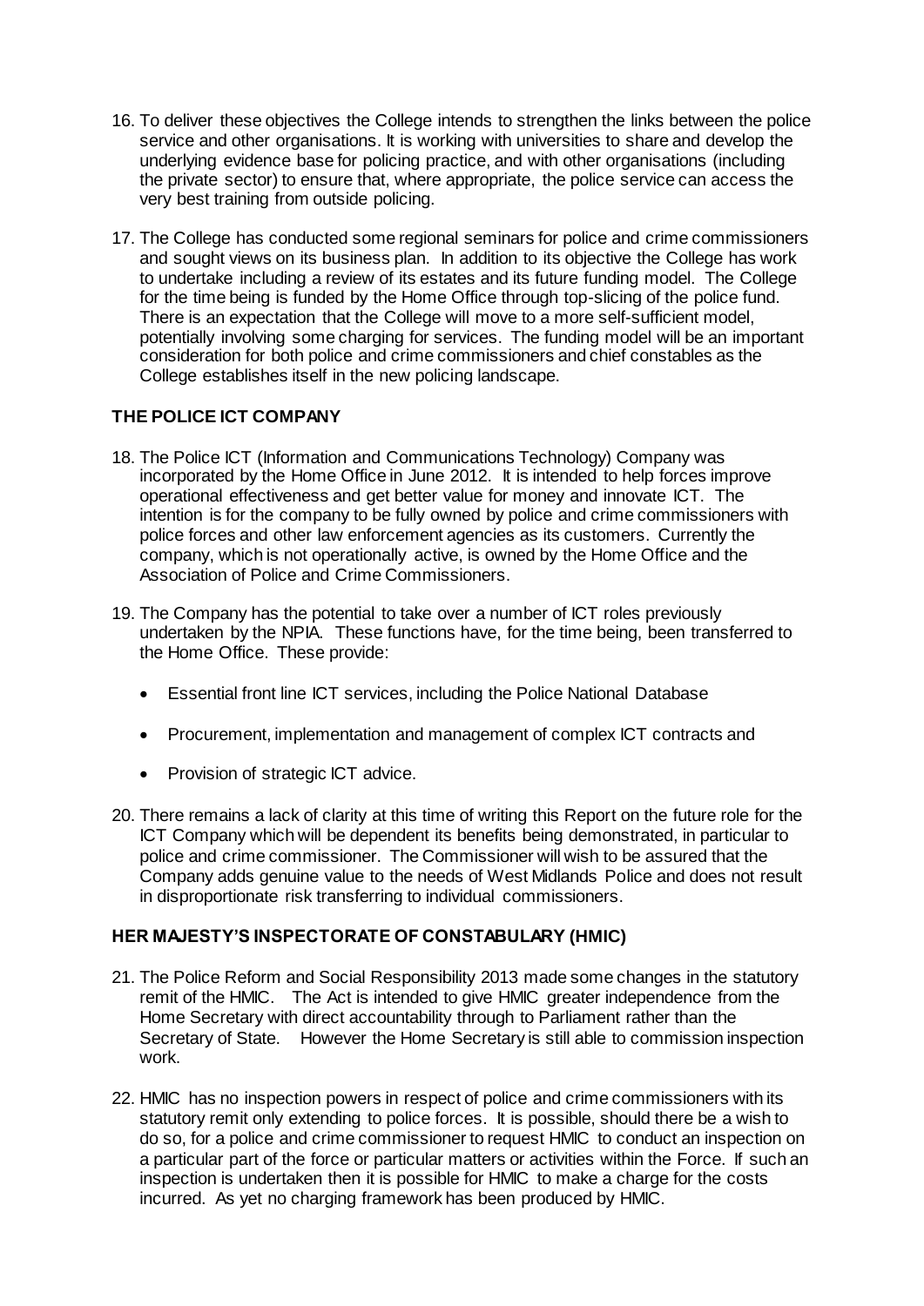16. To deliver these objectives the College intends to strengthen the links between the police service and other organisations. It is working with universities to share and develop the underlying evidence base for policing practice, and with other organisations (including the private sector) to ensure that, where appropriate, the police service can access the very best training from outside policing.

17. The College has conducted some regional seminars for police and crime commissioners and sought views on its business plan. In addition to its objective the College has work to undertake including a review of its estates and its future funding model. The College for the time being is funded by the Home Office through top-slicing of the police fund. There is an expectation that the College will move to a more self-sufficient model, potentially involving some charging for services. The funding model will be an important consideration for both police and crime commissioners and chief constables as the College establishes itself in the new policing landscape.

## THE POLICE ICT COMPANY

18. The Police ICT (Information and Communications Technology) Company was incorporated by the Home Office in June 2012. It is intended to help forces improve operational effectiveness and get better value for money and innovate ICT. The intention is for the company to be fully owned by police and crime commissioners with police forces and other law enforcement agencies as its customers. Currently the company, which is not operationally active, is owned by the Home Office and the Association of Police and Crime Commissioners.

19. The Company has the potential to take over a number of ICT roles previously undertaken by the NPIA. These functions have, for the time being, been transferred to the Home Office. These provide:

    - Essential front line ICT services, including the Police National Database
    - Procurement, implementation and management of complex ICT contracts and
    - Provision of strategic ICT advice.

20. There remains a lack of clarity at this time of writing this Report on the future role for the ICT Company which will be dependent its benefits being demonstrated, in particular to police and crime commissioner. The Commissioner will wish to be assured that the Company adds genuine value to the needs of West Midlands Police and does not result in disproportionate risk transferring to individual commissioners.

## HER MAJESTY'S INSPECTORATE OF CONSTABULARY (HMIC)

21. The Police Reform and Social Responsibility 2013 made some changes in the statutory remit of the HMIC. The Act is intended to give HMIC greater independence from the Home Secretary with direct accountability through to Parliament rather than the Secretary of State. However the Home Secretary is still able to commission inspection work.

22. HMIC has no inspection powers in respect of police and crime commissioners with its statutory remit only extending to police forces. It is possible, should there be a wish to do so, for a police and crime commissioner to request HMIC to conduct an inspection on a particular part of the force or particular matters or activities within the Force. If such an inspection is undertaken then it is possible for HMIC to make a charge for the costs incurred. As yet no charging framework has been produced by HMIC.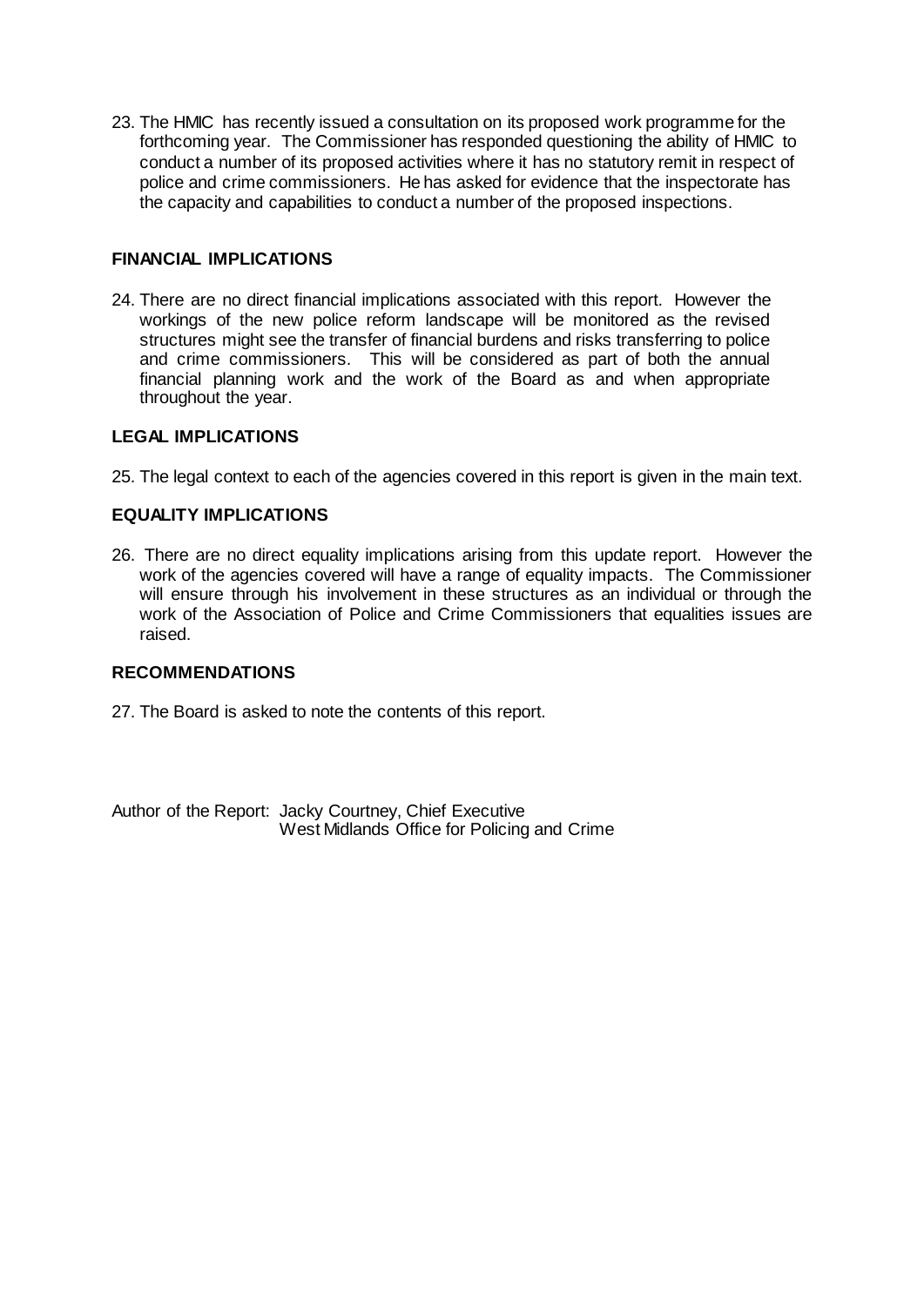23. The HMIC has recently issued a consultation on its proposed work programme for the forthcoming year. The Commissioner has responded questioning the ability of HMIC to conduct a number of its proposed activities where it has no statutory remit in respect of police and crime commissioners. He has asked for evidence that the inspectorate has the capacity and capabilities to conduct a number of the proposed inspections.

**FINANCIAL IMPLICATIONS**

24. There are no direct financial implications associated with this report. However the workings of the new police reform landscape will be monitored as the revised structures might see the transfer of financial burdens and risks transferring to police and crime commissioners. This will be considered as part of both the annual financial planning work and the work of the Board as and when appropriate throughout the year.

**LEGAL IMPLICATIONS**

25. The legal context to each of the agencies covered in this report is given in the main text.

**EQUALITY IMPLICATIONS**

26. There are no direct equality implications arising from this update report. However the work of the agencies covered will have a range of equality impacts. The Commissioner will ensure through his involvement in these structures as an individual or through the work of the Association of Police and Crime Commissioners that equalities issues are raised.

**RECOMMENDATIONS**

27. The Board is asked to note the contents of this report.

Author of the Report: Jacky Courtney, Chief Executive
West Midlands Office for Policing and Crime